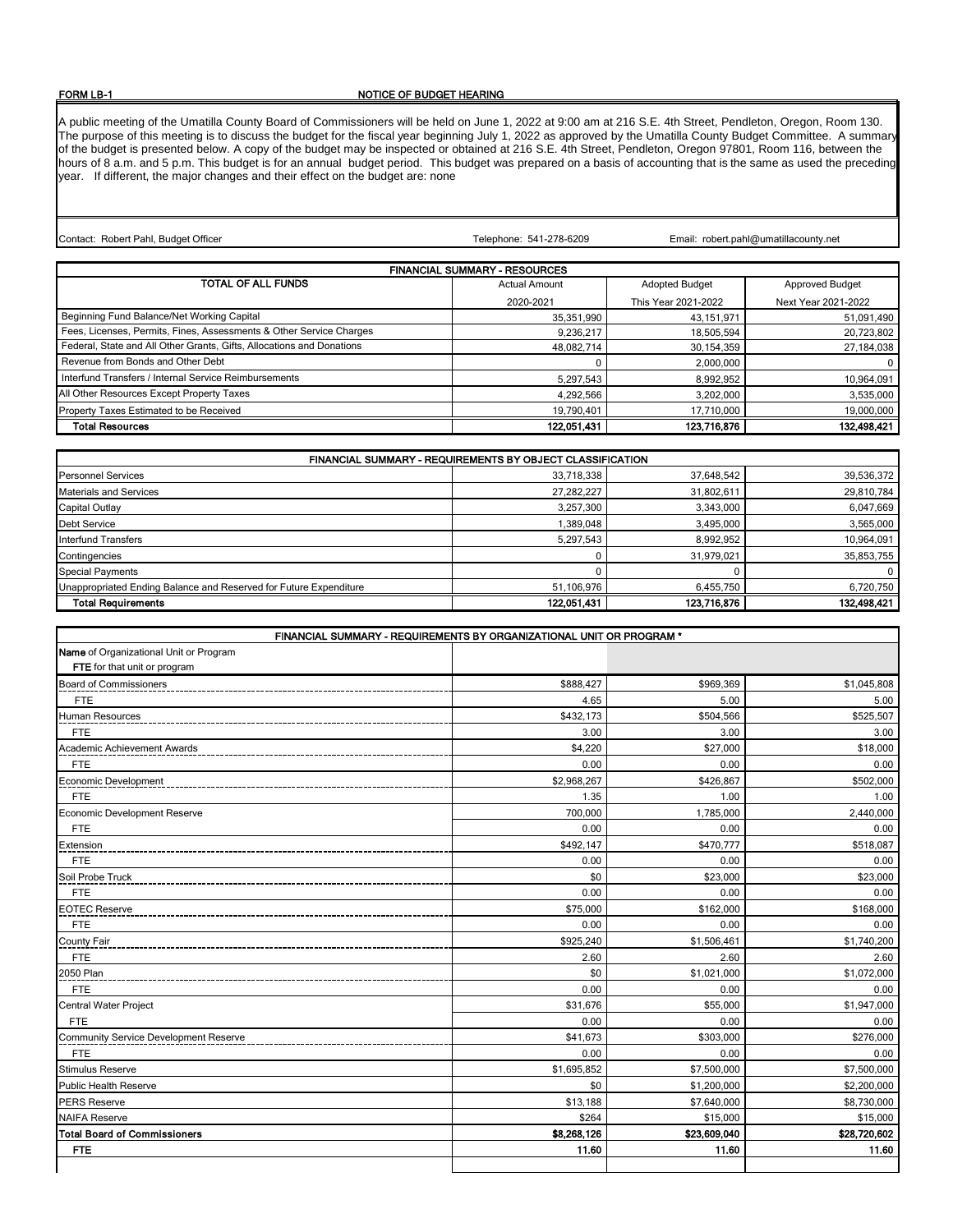**FORM LB-1** **NOTICE OF BUDGET HEARING**

A public meeting of the Umatilla County Board of Commissioners will be held on June 1, 2022 at 9:00 am at 216 S.E. 4th Street, Pendleton, Oregon, Room 130. The purpose of this meeting is to discuss the budget for the fiscal year beginning July 1, 2022 as approved by the Umatilla County Budget Committee. A summary of the budget is presented below. A copy of the budget may be inspected or obtained at 216 S.E. 4th Street, Pendleton, Oregon 97801, Room 116, between the hours of 8 a.m. and 5 p.m. This budget is for an annual budget period. This budget was prepared on a basis of accounting that is the same as used the preceding year. If different, the major changes and their effect on the budget are: none

Contact: Robert Pahl, Budget Officer | Telephone: 541-278-6209 | Email: robert.pahl@umatillacounty.net

| FINANCIAL SUMMARY - RESOURCES | | | |
|---|---|---|---|
| **TOTAL OF ALL FUNDS** | Actual Amount 2020-2021 | Adopted Budget This Year 2021-2022 | Approved Budget Next Year 2021-2022 |
| Beginning Fund Balance/Net Working Capital | 35,351,990 | 43,151,971 | 51,091,490 |
| Fees, Licenses, Permits, Fines, Assessments & Other Service Charges | 9,236,217 | 18,505,594 | 20,723,802 |
| Federal, State and All Other Grants, Gifts, Allocations and Donations | 48,082,714 | 30,154,359 | 27,184,038 |
| Revenue from Bonds and Other Debt | 0 | 2,000,000 | 0 |
| Interfund Transfers / Internal Service Reimbursements | 5,297,543 | 8,992,952 | 10,964,091 |
| All Other Resources Except Property Taxes | 4,292,566 | 3,202,000 | 3,535,000 |
| Property Taxes Estimated to be Received | 19,790,401 | 17,710,000 | 19,000,000 |
| **Total Resources** | **122,051,431** | **123,716,876** | **132,498,421** |

| FINANCIAL SUMMARY - REQUIREMENTS BY OBJECT CLASSIFICATION | | | |
|---|---|---|---|
| Personnel Services | 33,718,338 | 37,648,542 | 39,536,372 |
| Materials and Services | 27,282,227 | 31,802,611 | 29,810,784 |
| Capital Outlay | 3,257,300 | 3,343,000 | 6,047,669 |
| Debt Service | 1,389,048 | 3,495,000 | 3,565,000 |
| Interfund Transfers | 5,297,543 | 8,992,952 | 10,964,091 |
| Contingencies | 0 | 31,979,021 | 35,853,755 |
| Special Payments | 0 | 0 | 0 |
| Unappropriated Ending Balance and Reserved for Future Expenditure | 51,106,976 | 6,455,750 | 6,720,750 |
| **Total Requirements** | **122,051,431** | **123,716,876** | **132,498,421** |

| FINANCIAL SUMMARY - REQUIREMENTS BY ORGANIZATIONAL UNIT OR PROGRAM * | | | |
|---|---|---|---|
| **Name** of Organizational Unit or Program<br>**FTE** for that unit or program | | | |
| Board of Commissioners | $888,427 | $969,369 | $1,045,808 |
| FTE | 4.65 | 5.00 | 5.00 |
| Human Resources | $432,173 | $504,566 | $525,507 |
| FTE | 3.00 | 3.00 | 3.00 |
| Academic Achievement Awards | $4,220 | $27,000 | $18,000 |
| FTE | 0.00 | 0.00 | 0.00 |
| Economic Development | $2,968,267 | $426,867 | $502,000 |
| FTE | 1.35 | 1.00 | 1.00 |
| Economic Development Reserve | 700,000 | 1,785,000 | 2,440,000 |
| FTE | 0.00 | 0.00 | 0.00 |
| Extension | $492,147 | $470,777 | $518,087 |
| FTE | 0.00 | 0.00 | 0.00 |
| Soil Probe Truck | $0 | $23,000 | $23,000 |
| FTE | 0.00 | 0.00 | 0.00 |
| EOTEC Reserve | $75,000 | $162,000 | $168,000 |
| FTE | 0.00 | 0.00 | 0.00 |
| County Fair | $925,240 | $1,506,461 | $1,740,200 |
| FTE | 2.60 | 2.60 | 2.60 |
| 2050 Plan | $0 | $1,021,000 | $1,072,000 |
| FTE | 0.00 | 0.00 | 0.00 |
| Central Water Project | $31,676 | $55,000 | $1,947,000 |
| FTE | 0.00 | 0.00 | 0.00 |
| Community Service Development Reserve | $41,673 | $303,000 | $276,000 |
| FTE | 0.00 | 0.00 | 0.00 |
| Stimulus Reserve | $1,695,852 | $7,500,000 | $7,500,000 |
| Public Health Reserve | $0 | $1,200,000 | $2,200,000 |
| PERS Reserve | $13,188 | $7,640,000 | $8,730,000 |
| NAIFA Reserve | $264 | $15,000 | $15,000 |
| **Total Board of Commissioners** | **$8,268,126** | **$23,609,040** | **$28,720,602** |
| **FTE** | **11.60** | **11.60** | **11.60** |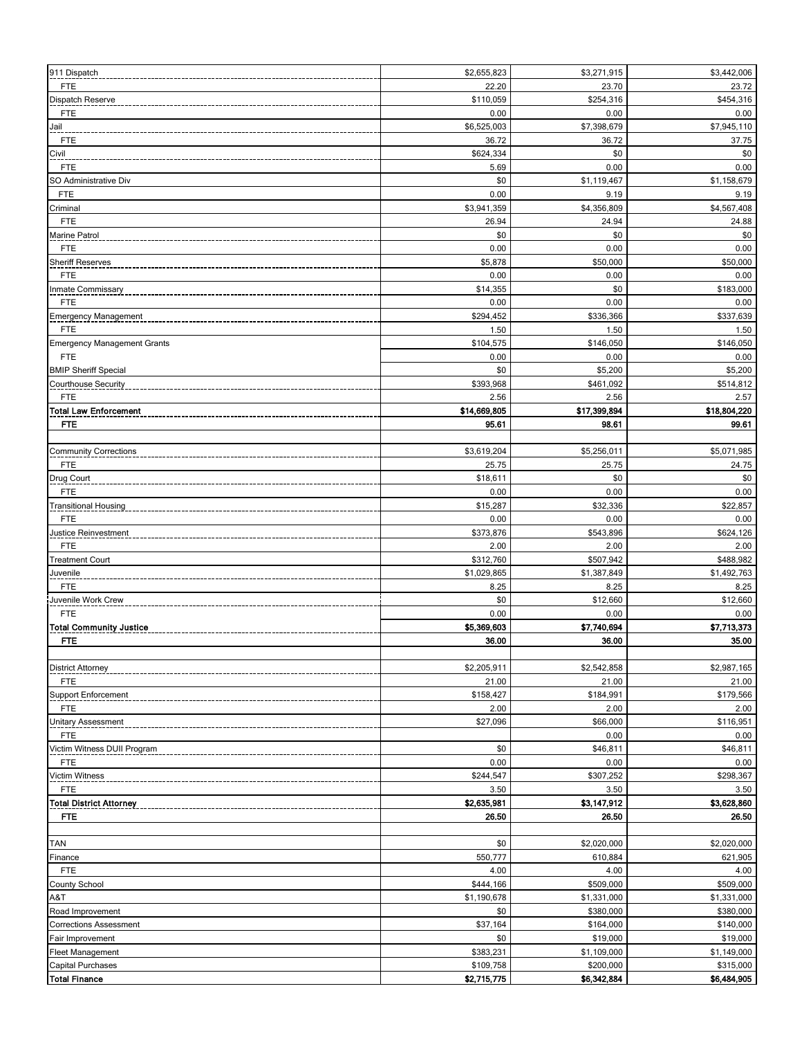| | | | |
|---|---|---|---|
| 911 Dispatch | $2,655,823 | $3,271,915 | $3,442,006 |
| FTE | 22.20 | 23.70 | 23.72 |
| Dispatch Reserve | $110,059 | $254,316 | $454,316 |
| FTE | 0.00 | 0.00 | 0.00 |
| Jail | $6,525,003 | $7,398,679 | $7,945,110 |
| FTE | 36.72 | 36.72 | 37.75 |
| Civil | $624,334 | $0 | $0 |
| FTE | 5.69 | 0.00 | 0.00 |
| SO Administrative Div | $0 | $1,119,467 | $1,158,679 |
| FTE | 0.00 | 9.19 | 9.19 |
| Criminal | $3,941,359 | $4,356,809 | $4,567,408 |
| FTE | 26.94 | 24.94 | 24.88 |
| Marine Patrol | $0 | $0 | $0 |
| FTE | 0.00 | 0.00 | 0.00 |
| Sheriff Reserves | $5,878 | $50,000 | $50,000 |
| FTE | 0.00 | 0.00 | 0.00 |
| Inmate Commissary | $14,355 | $0 | $183,000 |
| FTE | 0.00 | 0.00 | 0.00 |
| Emergency Management | $294,452 | $336,366 | $337,639 |
| FTE | 1.50 | 1.50 | 1.50 |
| Emergency Management Grants | $104,575 | $146,050 | $146,050 |
| FTE | 0.00 | 0.00 | 0.00 |
| BMIP Sheriff Special | $0 | $5,200 | $5,200 |
| Courthouse Security | $393,968 | $461,092 | $514,812 |
| FTE | 2.56 | 2.56 | 2.57 |
| **Total Law Enforcement** | **$14,669,805** | **$17,399,894** | **$18,804,220** |
| **FTE** | **95.61** | **98.61** | **99.61** |
| | | | |
| Community Corrections | $3,619,204 | $5,256,011 | $5,071,985 |
| FTE | 25.75 | 25.75 | 24.75 |
| Drug Court | $18,611 | $0 | $0 |
| FTE | 0.00 | 0.00 | 0.00 |
| Transitional Housing | $15,287 | $32,336 | $22,857 |
| FTE | 0.00 | 0.00 | 0.00 |
| Justice Reinvestment | $373,876 | $543,896 | $624,126 |
| FTE | 2.00 | 2.00 | 2.00 |
| Treatment Court | $312,760 | $507,942 | $488,982 |
| Juvenile | $1,029,865 | $1,387,849 | $1,492,763 |
| FTE | 8.25 | 8.25 | 8.25 |
| Juvenile Work Crew | $0 | $12,660 | $12,660 |
| FTE | 0.00 | 0.00 | 0.00 |
| **Total Community Justice** | **$5,369,603** | **$7,740,694** | **$7,713,373** |
| **FTE** | **36.00** | **36.00** | **35.00** |
| | | | |
| District Attorney | $2,205,911 | $2,542,858 | $2,987,165 |
| FTE | 21.00 | 21.00 | 21.00 |
| Support Enforcement | $158,427 | $184,991 | $179,566 |
| FTE | 2.00 | 2.00 | 2.00 |
| Unitary Assessment | $27,096 | $66,000 | $116,951 |
| FTE | | 0.00 | 0.00 |
| Victim Witness DUII Program | $0 | $46,811 | $46,811 |
| FTE | 0.00 | 0.00 | 0.00 |
| Victim Witness | $244,547 | $307,252 | $298,367 |
| FTE | 3.50 | 3.50 | 3.50 |
| **Total District Attorney** | **$2,635,981** | **$3,147,912** | **$3,628,860** |
| **FTE** | **26.50** | **26.50** | **26.50** |
| | | | |
| TAN | $0 | $2,020,000 | $2,020,000 |
| Finance | 550,777 | 610,884 | 621,905 |
| FTE | 4.00 | 4.00 | 4.00 |
| County School | $444,166 | $509,000 | $509,000 |
| A&T | $1,190,678 | $1,331,000 | $1,331,000 |
| Road Improvement | $0 | $380,000 | $380,000 |
| Corrections Assessment | $37,164 | $164,000 | $140,000 |
| Fair Improvement | $0 | $19,000 | $19,000 |
| Fleet Management | $383,231 | $1,109,000 | $1,149,000 |
| Capital Purchases | $109,758 | $200,000 | $315,000 |
| **Total Finance** | **$2,715,775** | **$6,342,884** | **$6,484,905** |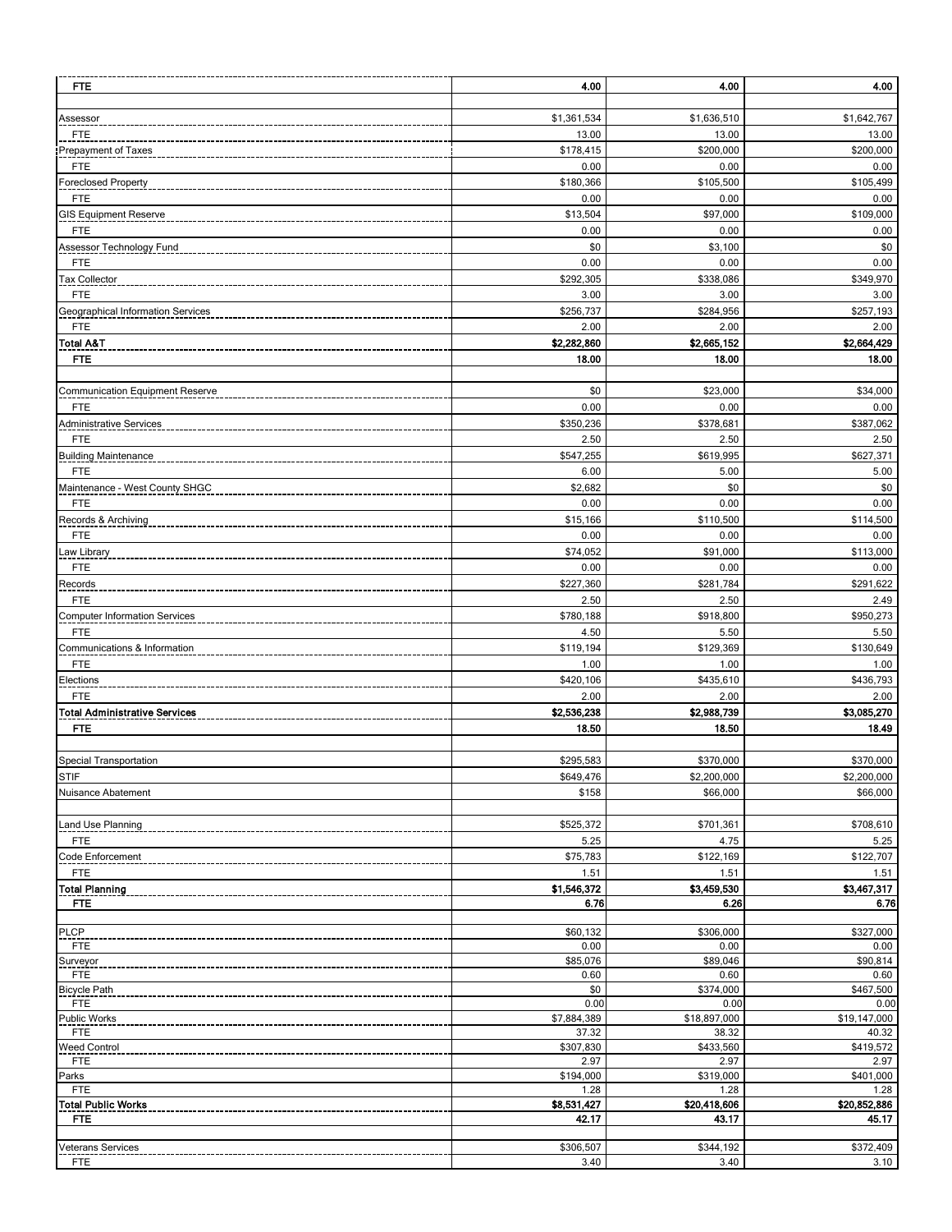| | | | |
|---|---|---|---|
| **FTE** | **4.00** | **4.00** | **4.00** |
| | | | |
| Assessor | $1,361,534 | $1,636,510 | $1,642,767 |
| FTE | 13.00 | 13.00 | 13.00 |
| Prepayment of Taxes | $178,415 | $200,000 | $200,000 |
| FTE | 0.00 | 0.00 | 0.00 |
| Foreclosed Property | $180,366 | $105,500 | $105,499 |
| FTE | 0.00 | 0.00 | 0.00 |
| GIS Equipment Reserve | $13,504 | $97,000 | $109,000 |
| FTE | 0.00 | 0.00 | 0.00 |
| Assessor Technology Fund | $0 | $3,100 | $0 |
| FTE | 0.00 | 0.00 | 0.00 |
| Tax Collector | $292,305 | $338,086 | $349,970 |
| FTE | 3.00 | 3.00 | 3.00 |
| Geographical Information Services | $256,737 | $284,956 | $257,193 |
| FTE | 2.00 | 2.00 | 2.00 |
| **Total A&T** | **$2,282,860** | **$2,665,152** | **$2,664,429** |
| **FTE** | **18.00** | **18.00** | **18.00** |
| | | | |
| Communication Equipment Reserve | $0 | $23,000 | $34,000 |
| FTE | 0.00 | 0.00 | 0.00 |
| Administrative Services | $350,236 | $378,681 | $387,062 |
| FTE | 2.50 | 2.50 | 2.50 |
| Building Maintenance | $547,255 | $619,995 | $627,371 |
| FTE | 6.00 | 5.00 | 5.00 |
| Maintenance - West County SHGC | $2,682 | $0 | $0 |
| FTE | 0.00 | 0.00 | 0.00 |
| Records & Archiving | $15,166 | $110,500 | $114,500 |
| FTE | 0.00 | 0.00 | 0.00 |
| Law Library | $74,052 | $91,000 | $113,000 |
| FTE | 0.00 | 0.00 | 0.00 |
| Records | $227,360 | $281,784 | $291,622 |
| FTE | 2.50 | 2.50 | 2.49 |
| Computer Information Services | $780,188 | $918,800 | $950,273 |
| FTE | 4.50 | 5.50 | 5.50 |
| Communications & Information | $119,194 | $129,369 | $130,649 |
| FTE | 1.00 | 1.00 | 1.00 |
| Elections | $420,106 | $435,610 | $436,793 |
| FTE | 2.00 | 2.00 | 2.00 |
| **Total Administrative Services** | **$2,536,238** | **$2,988,739** | **$3,085,270** |
| **FTE** | **18.50** | **18.50** | **18.49** |
| | | | |
| Special Transportation | $295,583 | $370,000 | $370,000 |
| STIF | $649,476 | $2,200,000 | $2,200,000 |
| Nuisance Abatement | $158 | $66,000 | $66,000 |
| | | | |
| Land Use Planning | $525,372 | $701,361 | $708,610 |
| FTE | 5.25 | 4.75 | 5.25 |
| Code Enforcement | $75,783 | $122,169 | $122,707 |
| FTE | 1.51 | 1.51 | 1.51 |
| **Total Planning** | **$1,546,372** | **$3,459,530** | **$3,467,317** |
| **FTE** | **6.76** | **6.26** | **6.76** |
| | | | |
| PLCP | $60,132 | $306,000 | $327,000 |
| FTE | 0.00 | 0.00 | 0.00 |
| Surveyor | $85,076 | $89,046 | $90,814 |
| FTE | 0.60 | 0.60 | 0.60 |
| Bicycle Path | $0 | $374,000 | $467,500 |
| FTE | 0.00 | 0.00 | 0.00 |
| Public Works | $7,884,389 | $18,897,000 | $19,147,000 |
| FTE | 37.32 | 38.32 | 40.32 |
| Weed Control | $307,830 | $433,560 | $419,572 |
| FTE | 2.97 | 2.97 | 2.97 |
| Parks | $194,000 | $319,000 | $401,000 |
| FTE | 1.28 | 1.28 | 1.28 |
| **Total Public Works** | **$8,531,427** | **$20,418,606** | **$20,852,886** |
| **FTE** | **42.17** | **43.17** | **45.17** |
| | | | |
| Veterans Services | $306,507 | $344,192 | $372,409 |
| FTE | 3.40 | 3.40 | 3.10 |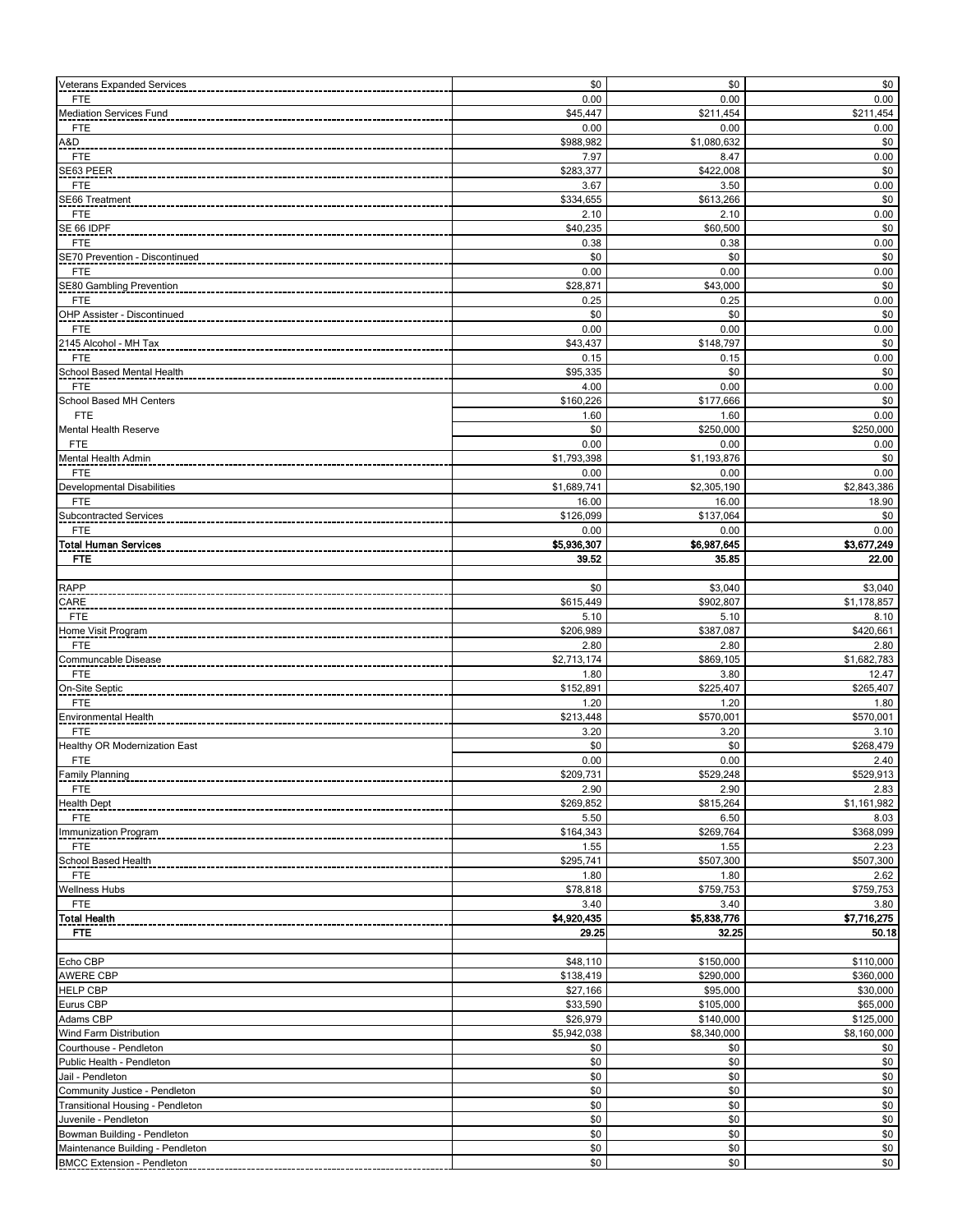| | | | |
|---|---|---|---|
| Veterans Expanded Services | $0 | $0 | $0 |
| FTE | 0.00 | 0.00 | 0.00 |
| Mediation Services Fund | $45,447 | $211,454 | $211,454 |
| FTE | 0.00 | 0.00 | 0.00 |
| A&D | $988,982 | $1,080,632 | $0 |
| FTE | 7.97 | 8.47 | 0.00 |
| SE63 PEER | $283,377 | $422,008 | $0 |
| FTE | 3.67 | 3.50 | 0.00 |
| SE66 Treatment | $334,655 | $613,266 | $0 |
| FTE | 2.10 | 2.10 | 0.00 |
| SE 66 IDPF | $40,235 | $60,500 | $0 |
| FTE | 0.38 | 0.38 | 0.00 |
| SE70 Prevention - Discontinued | $0 | $0 | $0 |
| FTE | 0.00 | 0.00 | 0.00 |
| SE80 Gambling Prevention | $28,871 | $43,000 | $0 |
| FTE | 0.25 | 0.25 | 0.00 |
| OHP Assister - Discontinued | $0 | $0 | $0 |
| FTE | 0.00 | 0.00 | 0.00 |
| 2145 Alcohol - MH Tax | $43,437 | $148,797 | $0 |
| FTE | 0.15 | 0.15 | 0.00 |
| School Based Mental Health | $95,335 | $0 | $0 |
| FTE | 4.00 | 0.00 | 0.00 |
| School Based MH Centers | $160,226 | $177,666 | $0 |
| FTE | 1.60 | 1.60 | 0.00 |
| Mental Health Reserve | $0 | $250,000 | $250,000 |
| FTE | 0.00 | 0.00 | 0.00 |
| Mental Health Admin | $1,793,398 | $1,193,876 | $0 |
| FTE | 0.00 | 0.00 | 0.00 |
| Developmental Disabilities | $1,689,741 | $2,305,190 | $2,843,386 |
| FTE | 16.00 | 16.00 | 18.90 |
| Subcontracted Services | $126,099 | $137,064 | $0 |
| FTE | 0.00 | 0.00 | 0.00 |
| **Total Human Services** | **$5,936,307** | **$6,987,645** | **$3,677,249** |
| **FTE** | **39.52** | **35.85** | **22.00** |
| | | | |
| RAPP | $0 | $3,040 | $3,040 |
| CARE | $615,449 | $902,807 | $1,178,857 |
| FTE | 5.10 | 5.10 | 8.10 |
| Home Visit Program | $206,989 | $387,087 | $420,661 |
| FTE | 2.80 | 2.80 | 2.80 |
| Communcable Disease | $2,713,174 | $869,105 | $1,682,783 |
| FTE | 1.80 | 3.80 | 12.47 |
| On-Site Septic | $152,891 | $225,407 | $265,407 |
| FTE | 1.20 | 1.20 | 1.80 |
| Environmental Health | $213,448 | $570,001 | $570,001 |
| FTE | 3.20 | 3.20 | 3.10 |
| Healthy OR Modernization East | $0 | $0 | $268,479 |
| FTE | 0.00 | 0.00 | 2.40 |
| Family Planning | $209,731 | $529,248 | $529,913 |
| FTE | 2.90 | 2.90 | 2.83 |
| Health Dept | $269,852 | $815,264 | $1,161,982 |
| FTE | 5.50 | 6.50 | 8.03 |
| Immunization Program | $164,343 | $269,764 | $368,099 |
| FTE | 1.55 | 1.55 | 2.23 |
| School Based Health | $295,741 | $507,300 | $507,300 |
| FTE | 1.80 | 1.80 | 2.62 |
| Wellness Hubs | $78,818 | $759,753 | $759,753 |
| FTE | 3.40 | 3.40 | 3.80 |
| **Total Health** | **$4,920,435** | **$5,838,776** | **$7,716,275** |
| **FTE** | **29.25** | **32.25** | **50.18** |
| | | | |
| Echo CBP | $48,110 | $150,000 | $110,000 |
| AWERE CBP | $138,419 | $290,000 | $360,000 |
| HELP CBP | $27,166 | $95,000 | $30,000 |
| Eurus CBP | $33,590 | $105,000 | $65,000 |
| Adams CBP | $26,979 | $140,000 | $125,000 |
| Wind Farm Distribution | $5,942,038 | $8,340,000 | $8,160,000 |
| Courthouse - Pendleton | $0 | $0 | $0 |
| Public Health - Pendleton | $0 | $0 | $0 |
| Jail - Pendleton | $0 | $0 | $0 |
| Community Justice - Pendleton | $0 | $0 | $0 |
| Transitional Housing - Pendleton | $0 | $0 | $0 |
| Juvenile - Pendleton | $0 | $0 | $0 |
| Bowman Building - Pendleton | $0 | $0 | $0 |
| Maintenance Building - Pendleton | $0 | $0 | $0 |
| BMCC Extension - Pendleton | $0 | $0 | $0 |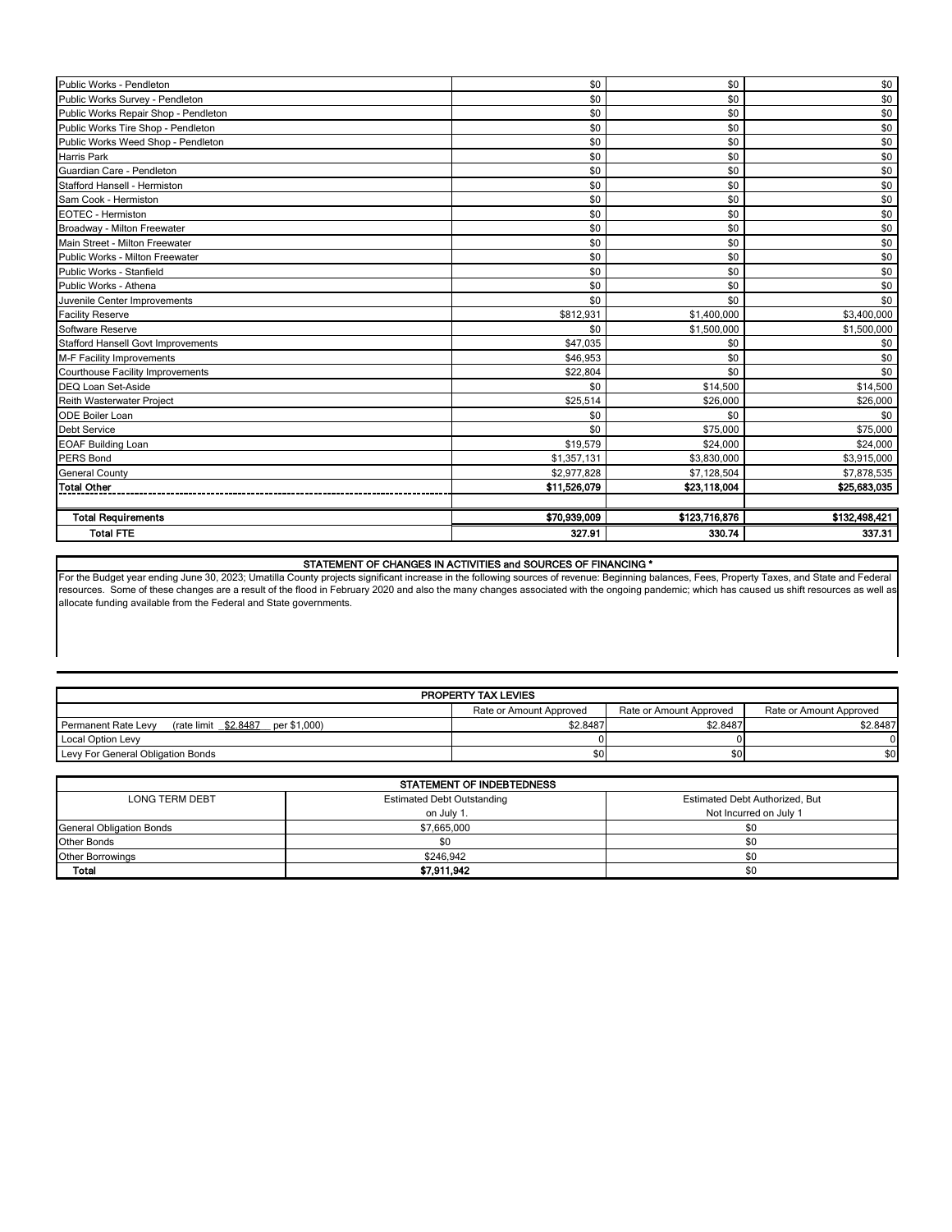| | | | |
|---|---|---|---|
| Public Works - Pendleton | $0 | $0 | $0 |
| Public Works Survey - Pendleton | $0 | $0 | $0 |
| Public Works Repair Shop - Pendleton | $0 | $0 | $0 |
| Public Works Tire Shop - Pendleton | $0 | $0 | $0 |
| Public Works Weed Shop - Pendleton | $0 | $0 | $0 |
| Harris Park | $0 | $0 | $0 |
| Guardian Care - Pendleton | $0 | $0 | $0 |
| Stafford Hansell - Hermiston | $0 | $0 | $0 |
| Sam Cook - Hermiston | $0 | $0 | $0 |
| EOTEC - Hermiston | $0 | $0 | $0 |
| Broadway - Milton Freewater | $0 | $0 | $0 |
| Main Street - Milton Freewater | $0 | $0 | $0 |
| Public Works - Milton Freewater | $0 | $0 | $0 |
| Public Works - Stanfield | $0 | $0 | $0 |
| Public Works - Athena | $0 | $0 | $0 |
| Juvenile Center Improvements | $0 | $0 | $0 |
| Facility Reserve | $812,931 | $1,400,000 | $3,400,000 |
| Software Reserve | $0 | $1,500,000 | $1,500,000 |
| Stafford Hansell Govt Improvements | $47,035 | $0 | $0 |
| M-F Facility Improvements | $46,953 | $0 | $0 |
| Courthouse Facility Improvements | $22,804 | $0 | $0 |
| DEQ Loan Set-Aside | $0 | $14,500 | $14,500 |
| Reith Wasterwater Project | $25,514 | $26,000 | $26,000 |
| ODE Boiler Loan | $0 | $0 | $0 |
| Debt Service | $0 | $75,000 | $75,000 |
| EOAF Building Loan | $19,579 | $24,000 | $24,000 |
| PERS Bond | $1,357,131 | $3,830,000 | $3,915,000 |
| General County | $2,977,828 | $7,128,504 | $7,878,535 |
| **Total Other** | **$11,526,079** | **$23,118,004** | **$25,683,035** |
| | | | |
| **Total Requirements** | **$70,939,009** | **$123,716,876** | **$132,498,421** |
| **Total FTE** | **327.91** | **330.74** | **337.31** |

**STATEMENT OF CHANGES IN ACTIVITIES and SOURCES OF FINANCING ***

For the Budget year ending June 30, 2023; Umatilla County projects significant increase in the following sources of revenue: Beginning balances, Fees, Property Taxes, and State and Federal resources. Some of these changes are a result of the flood in February 2020 and also the many changes associated with the ongoing pandemic; which has caused us shift resources as well as allocate funding available from the Federal and State governments.

| **PROPERTY TAX LEVIES** | | | |
|---|---|---|---|
| | Rate or Amount Approved | Rate or Amount Approved | Rate or Amount Approved |
| Permanent Rate Levy (rate limit $2.8487 per $1,000) | $2.8487 | $2.8487 | $2.8487 |
| Local Option Levy | 0 | 0 | 0 |
| Levy For General Obligation Bonds | $0 | $0 | $0 |

| **STATEMENT OF INDEBTEDNESS** | | |
|---|---|---|
| LONG TERM DEBT | Estimated Debt Outstanding on July 1. | Estimated Debt Authorized, But Not Incurred on July 1 |
| General Obligation Bonds | $7,665,000 | $0 |
| Other Bonds | $0 | $0 |
| Other Borrowings | $246,942 | $0 |
| **Total** | **$7,911,942** | $0 |